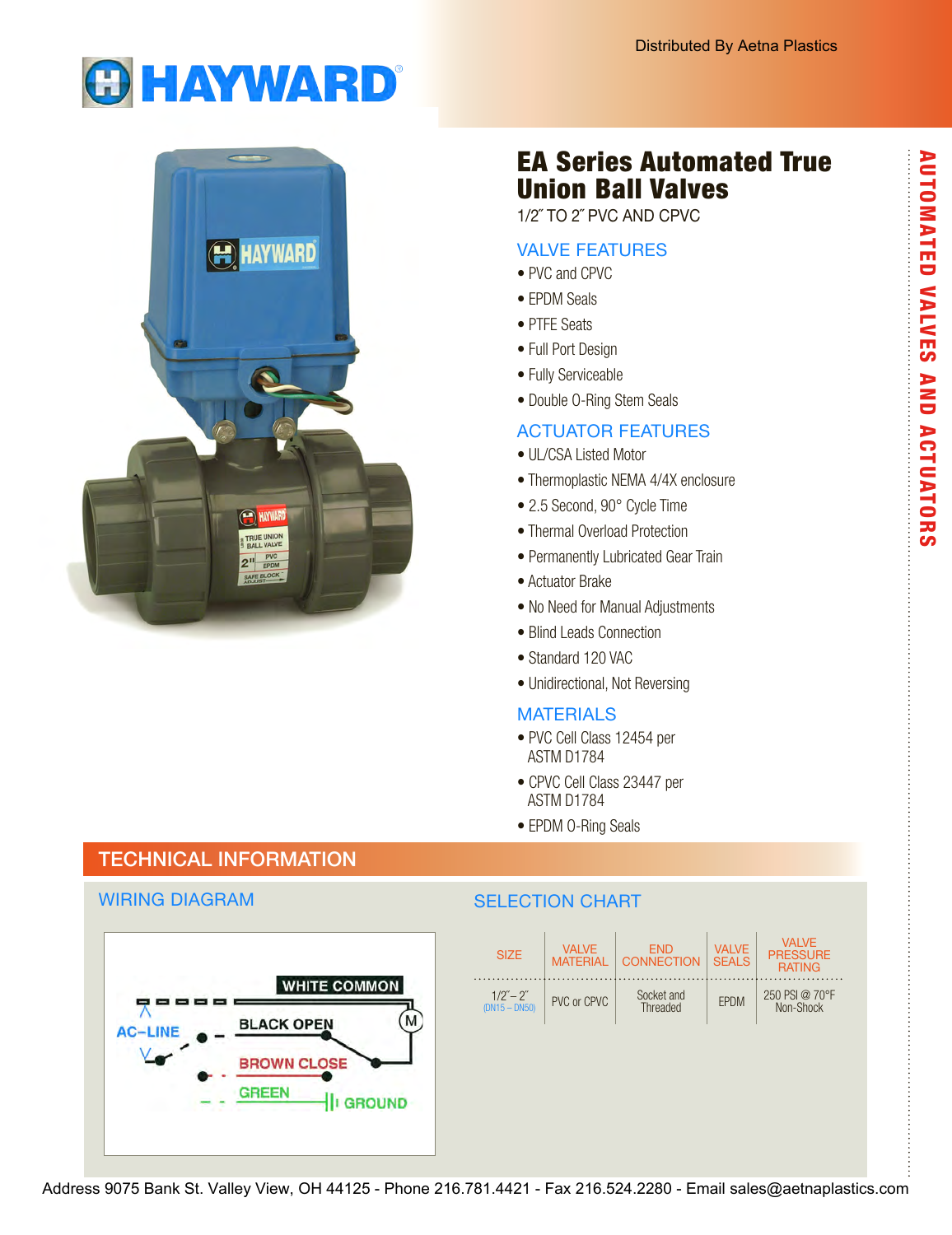Distributed By Aetna Plastics

# EA Series Automated True Union Ball Valves

1/2″ TO 2″ PVC AND CPVC

## VALVE FEATURES

- PVC and CPVC
- EPDM Seals
- PTFE Seats
- Full Port Design
- Fully Serviceable
- Double O-Ring Stem Seals

## ACTUATOR FEATURES

- UL/CSA Listed Motor
- Thermoplastic NEMA 4/4X enclosure
- 2.5 Second, 90° Cycle Time
- Thermal Overload Protection
- Permanently Lubricated Gear Train
- Actuator Brake
- No Need for Manual Adjustments
- Blind Leads Connection
- Standard 120 VAC
- Unidirectional, Not Reversing

## MATERIALS

- PVC Cell Class 12454 per ASTM D1784
- CPVC Cell Class 23447 per ASTM D1784
- EPDM O-Ring Seals

AUTOMATED VALVES AND ACTUATORS

## TECHNICAL INFORMATION

### WIRING DIAGRAM

AC–LINE
WHITE COMMON
BLACK OPEN
BROWN CLOSE
GREEN
GROUND
M

### SELECTION CHART

| SIZE | VALVE MATERIAL | END CONNECTION | VALVE SEALS | VALVE PRESSURE RATING |
|---|---|---|---|---|
| 1/2″ – 2″ (DN15 – DN50) | PVC or CPVC | Socket and Threaded | EPDM | 250 PSI @ 70°F Non-Shock |

Address 9075 Bank St. Valley View, OH 44125 - Phone 216.781.4421 - Fax 216.524.2280 - Email sales@aetnaplastics.com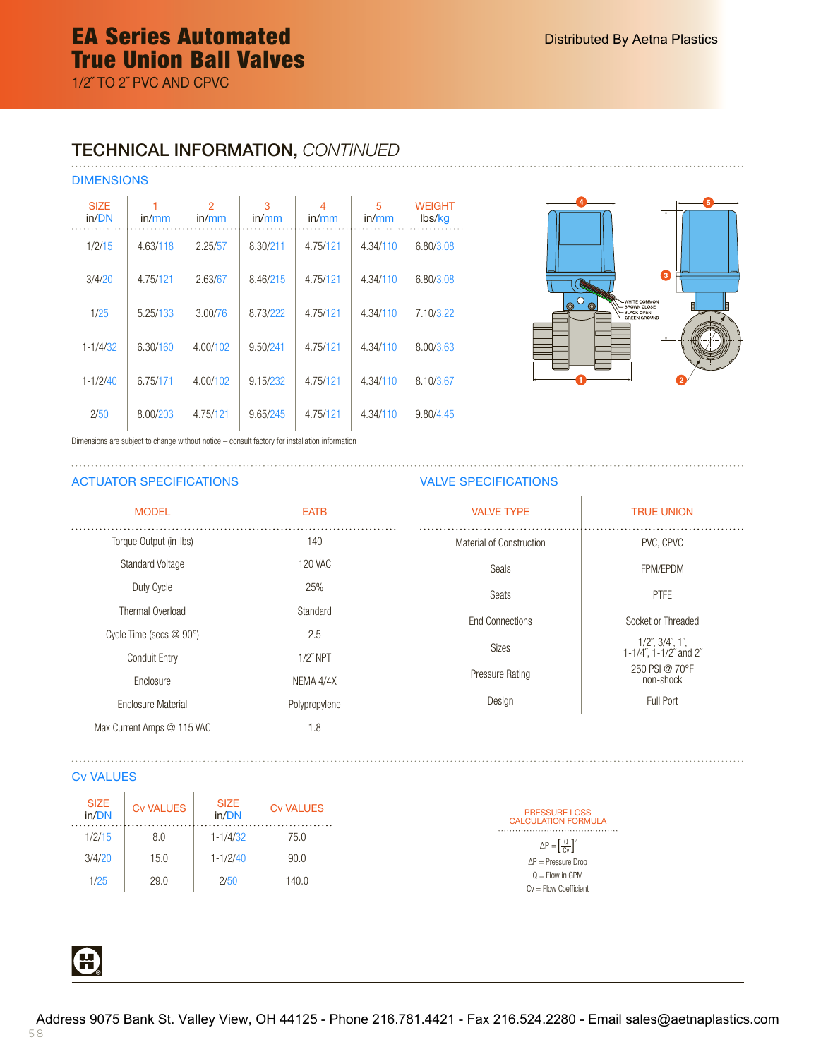# EA Series Automated True Union Ball Valves

1/2˝ TO 2˝ PVC AND CPVC

Distributed By Aetna Plastics

## TECHNICAL INFORMATION, *CONTINUED*

### DIMENSIONS

| SIZE in/DN | 1 in/mm | 2 in/mm | 3 in/mm | 4 in/mm | 5 in/mm | WEIGHT lbs/kg |
|---|---|---|---|---|---|---|
| 1/2/15 | 4.63/118 | 2.25/57 | 8.30/211 | 4.75/121 | 4.34/110 | 6.80/3.08 |
| 3/4/20 | 4.75/121 | 2.63/67 | 8.46/215 | 4.75/121 | 4.34/110 | 6.80/3.08 |
| 1/25 | 5.25/133 | 3.00/76 | 8.73/222 | 4.75/121 | 4.34/110 | 7.10/3.22 |
| 1-1/4/32 | 6.30/160 | 4.00/102 | 9.50/241 | 4.75/121 | 4.34/110 | 8.00/3.63 |
| 1-1/2/40 | 6.75/171 | 4.00/102 | 9.15/232 | 4.75/121 | 4.34/110 | 8.10/3.67 |
| 2/50 | 8.00/203 | 4.75/121 | 9.65/245 | 4.75/121 | 4.34/110 | 9.80/4.45 |

Dimensions are subject to change without notice – consult factory for installation information

WHITE COMMON
BROWN CLOSE
BLACK OPEN
GREEN GROUND

### ACTUATOR SPECIFICATIONS

| MODEL | EATB |
|---|---|
| Torque Output (in-lbs) | 140 |
| Standard Voltage | 120 VAC |
| Duty Cycle | 25% |
| Thermal Overload | Standard |
| Cycle Time (secs @ 90°) | 2.5 |
| Conduit Entry | 1/2˝ NPT |
| Enclosure | NEMA 4/4X |
| Enclosure Material | Polypropylene |
| Max Current Amps @ 115 VAC | 1.8 |

### VALVE SPECIFICATIONS

| VALVE TYPE | TRUE UNION |
|---|---|
| Material of Construction | PVC, CPVC |
| Seals | FPM/EPDM |
| Seats | PTFE |
| End Connections | Socket or Threaded |
| Sizes | 1/2˝, 3/4˝, 1˝, 1-1/4˝, 1-1/2˝ and 2˝ |
| Pressure Rating | 250 PSI @ 70°F non-shock |
| Design | Full Port |

### Cv VALUES

| SIZE in/DN | Cv VALUES | SIZE in/DN | Cv VALUES |
|---|---|---|---|
| 1/2/15 | 8.0 | 1-1/4/32 | 75.0 |
| 3/4/20 | 15.0 | 1-1/2/40 | 90.0 |
| 1/25 | 29.0 | 2/50 | 140.0 |

PRESSURE LOSS CALCULATION FORMULA

$$\Delta P = \left[\frac{Q}{Cv}\right]^2$$

$\Delta P$ = Pressure Drop

Q = Flow in GPM

Cv = Flow Coefficient

Address 9075 Bank St. Valley View, OH 44125 - Phone 216.781.4421 - Fax 216.524.2280 - Email sales@aetnaplastics.com